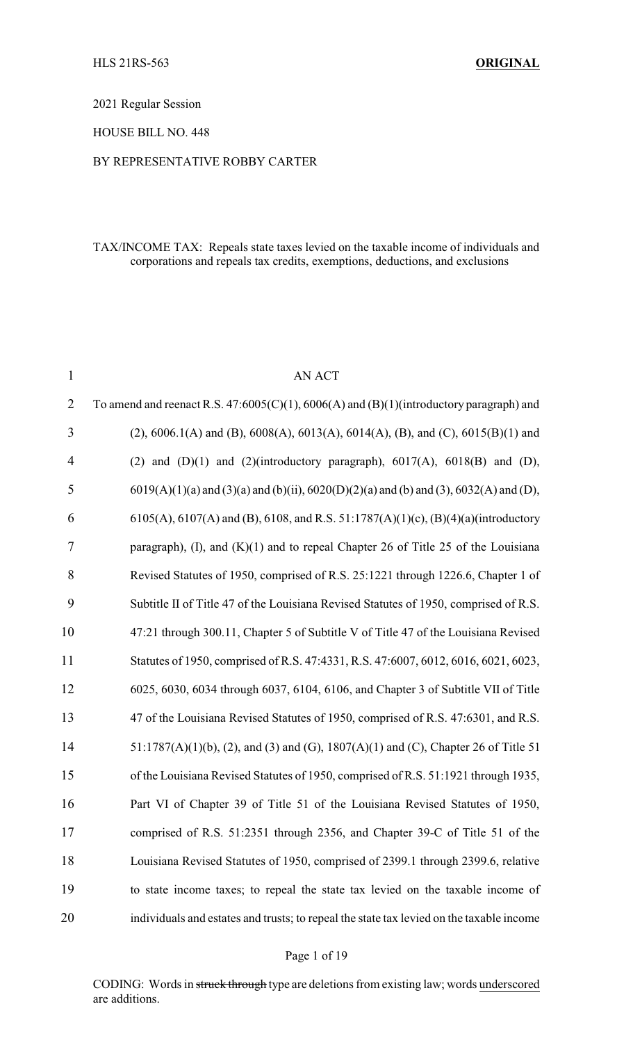2021 Regular Session

HOUSE BILL NO. 448

BY REPRESENTATIVE ROBBY CARTER

TAX/INCOME TAX: Repeals state taxes levied on the taxable income of individuals and corporations and repeals tax credits, exemptions, deductions, and exclusions

AN ACT

To amend and reenact R.S. 47:6005(C)(1), 6006(A) and (B)(1)(introductory paragraph) and (2), 6006.1(A) and (B), 6008(A), 6013(A), 6014(A), (B), and (C), 6015(B)(1) and (2) and (D)(1) and (2)(introductory paragraph), 6017(A), 6018(B) and (D), 6019(A)(1)(a) and (3)(a) and (b)(ii), 6020(D)(2)(a) and (b) and (3), 6032(A) and (D), 6105(A), 6107(A) and (B), 6108, and R.S. 51:1787(A)(1)(c), (B)(4)(a)(introductory paragraph), (I), and (K)(1) and to repeal Chapter 26 of Title 25 of the Louisiana Revised Statutes of 1950, comprised of R.S. 25:1221 through 1226.6, Chapter 1 of Subtitle II of Title 47 of the Louisiana Revised Statutes of 1950, comprised of R.S. 47:21 through 300.11, Chapter 5 of Subtitle V of Title 47 of the Louisiana Revised Statutes of 1950, comprised of R.S. 47:4331, R.S. 47:6007, 6012, 6016, 6021, 6023, 6025, 6030, 6034 through 6037, 6104, 6106, and Chapter 3 of Subtitle VII of Title 47 of the Louisiana Revised Statutes of 1950, comprised of R.S. 47:6301, and R.S. 51:1787(A)(1)(b), (2), and (3) and (G), 1807(A)(1) and (C), Chapter 26 of Title 51 of the Louisiana Revised Statutes of 1950, comprised of R.S. 51:1921 through 1935, Part VI of Chapter 39 of Title 51 of the Louisiana Revised Statutes of 1950, comprised of R.S. 51:2351 through 2356, and Chapter 39-C of Title 51 of the Louisiana Revised Statutes of 1950, comprised of 2399.1 through 2399.6, relative to state income taxes; to repeal the state tax levied on the taxable income of individuals and estates and trusts; to repeal the state tax levied on the taxable income

CODING: Words in ~~struck through~~ type are deletions from existing law; words underscored are additions.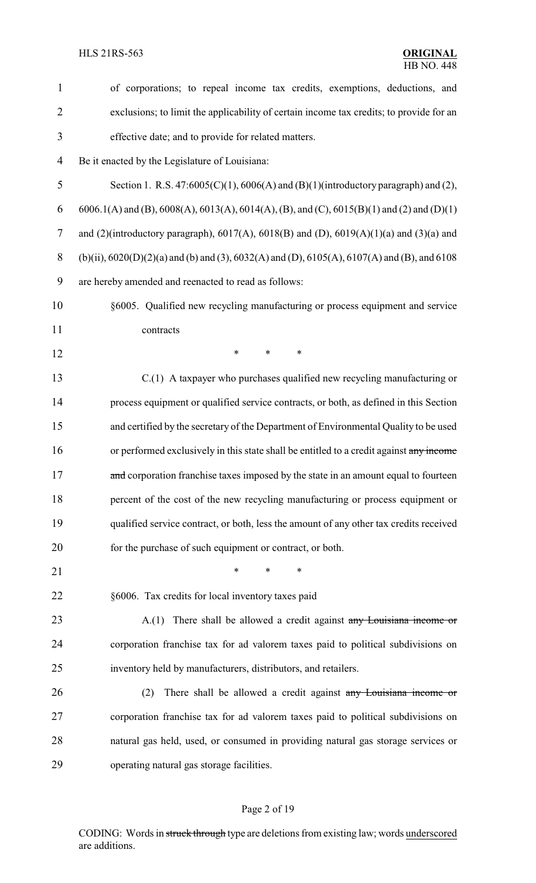of corporations; to repeal income tax credits, exemptions, deductions, and exclusions; to limit the applicability of certain income tax credits; to provide for an effective date; and to provide for related matters.

Be it enacted by the Legislature of Louisiana:

Section 1. R.S. 47:6005(C)(1), 6006(A) and (B)(1)(introductory paragraph) and (2), 6006.1(A) and (B), 6008(A), 6013(A), 6014(A), (B), and (C), 6015(B)(1) and (2) and (D)(1) and (2)(introductory paragraph), 6017(A), 6018(B) and (D), 6019(A)(1)(a) and (3)(a) and (b)(ii), 6020(D)(2)(a) and (b) and (3), 6032(A) and (D), 6105(A), 6107(A) and (B), and 6108 are hereby amended and reenacted to read as follows:

§6005. Qualified new recycling manufacturing or process equipment and service contracts

\* \* \*

C.(1) A taxpayer who purchases qualified new recycling manufacturing or process equipment or qualified service contracts, or both, as defined in this Section and certified by the secretary of the Department of Environmental Quality to be used or performed exclusively in this state shall be entitled to a credit against ~~any income and~~ corporation franchise taxes imposed by the state in an amount equal to fourteen percent of the cost of the new recycling manufacturing or process equipment or qualified service contract, or both, less the amount of any other tax credits received for the purchase of such equipment or contract, or both.

\* \* \*

§6006. Tax credits for local inventory taxes paid

A.(1) There shall be allowed a credit against ~~any Louisiana income or~~ corporation franchise tax for ad valorem taxes paid to political subdivisions on inventory held by manufacturers, distributors, and retailers.

(2) There shall be allowed a credit against ~~any Louisiana income or~~ corporation franchise tax for ad valorem taxes paid to political subdivisions on natural gas held, used, or consumed in providing natural gas storage services or operating natural gas storage facilities.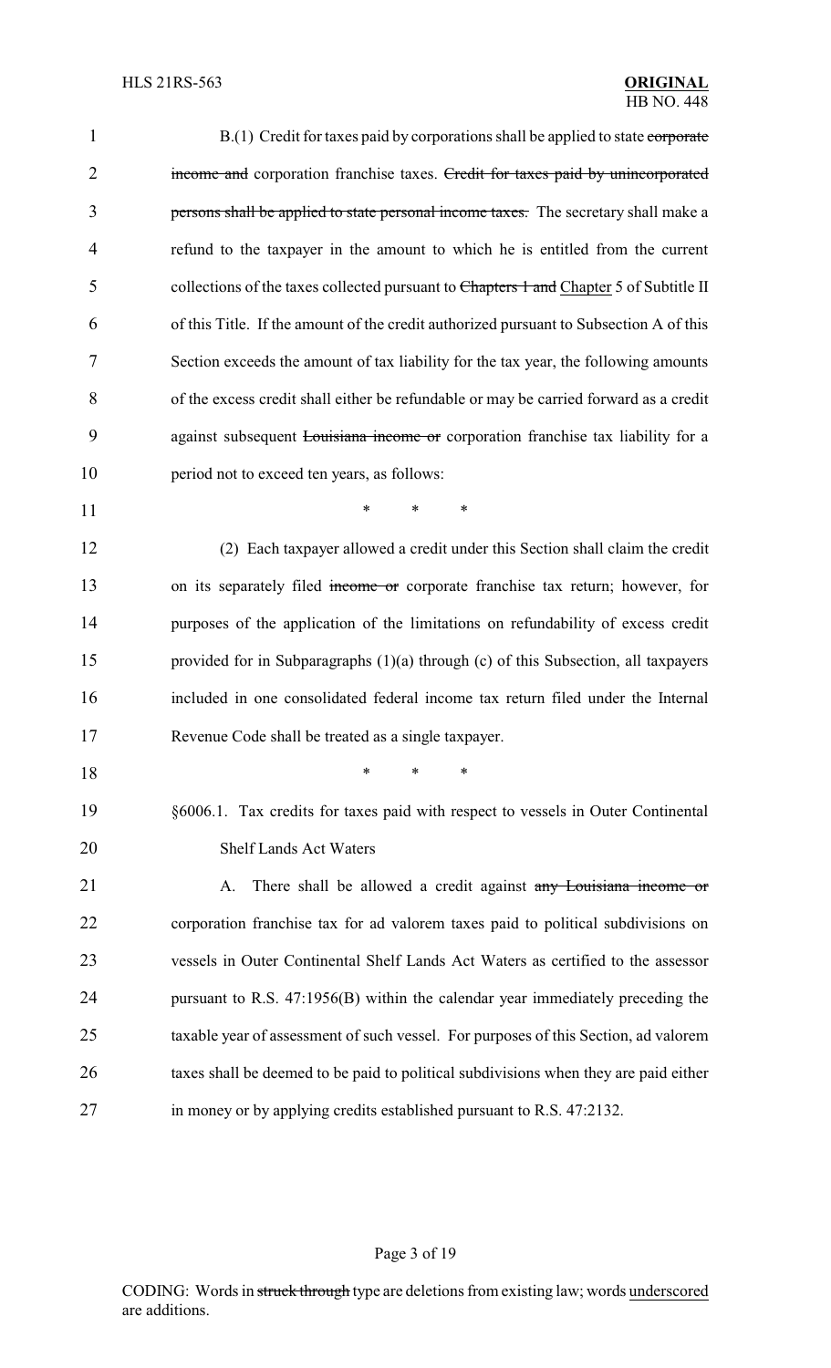B.(1) Credit for taxes paid by corporations shall be applied to state ~~corporate income and~~ corporation franchise taxes. ~~Credit for taxes paid by unincorporated persons shall be applied to state personal income taxes.~~ The secretary shall make a refund to the taxpayer in the amount to which he is entitled from the current collections of the taxes collected pursuant to ~~Chapters 1 and~~ Chapter 5 of Subtitle II of this Title. If the amount of the credit authorized pursuant to Subsection A of this Section exceeds the amount of tax liability for the tax year, the following amounts of the excess credit shall either be refundable or may be carried forward as a credit against subsequent ~~Louisiana income or~~ corporation franchise tax liability for a period not to exceed ten years, as follows:

\* \* \*

(2) Each taxpayer allowed a credit under this Section shall claim the credit on its separately filed ~~income or~~ corporate franchise tax return; however, for purposes of the application of the limitations on refundability of excess credit provided for in Subparagraphs (1)(a) through (c) of this Subsection, all taxpayers included in one consolidated federal income tax return filed under the Internal Revenue Code shall be treated as a single taxpayer.

\* \* \*

§6006.1. Tax credits for taxes paid with respect to vessels in Outer Continental Shelf Lands Act Waters

A. There shall be allowed a credit against ~~any Louisiana income or~~ corporation franchise tax for ad valorem taxes paid to political subdivisions on vessels in Outer Continental Shelf Lands Act Waters as certified to the assessor pursuant to R.S. 47:1956(B) within the calendar year immediately preceding the taxable year of assessment of such vessel. For purposes of this Section, ad valorem taxes shall be deemed to be paid to political subdivisions when they are paid either in money or by applying credits established pursuant to R.S. 47:2132.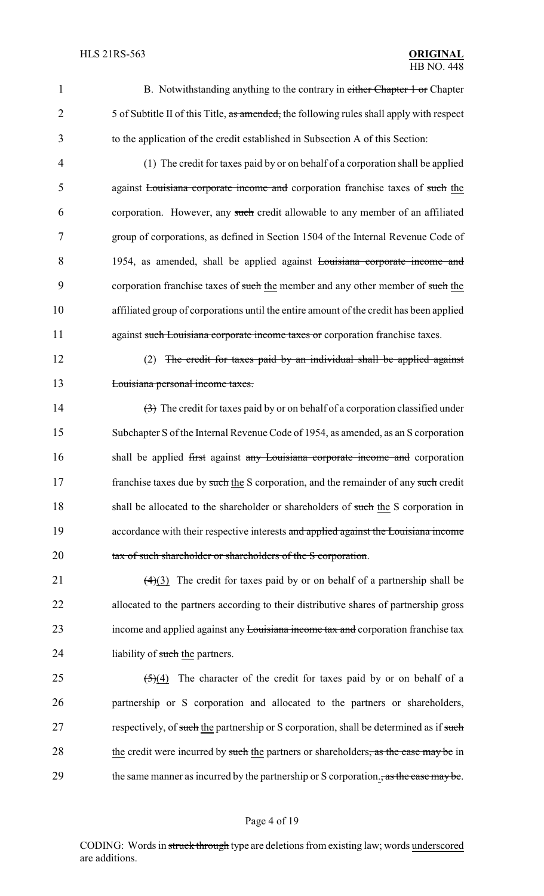B. Notwithstanding anything to the contrary in ~~either Chapter 1 or~~ Chapter 5 of Subtitle II of this Title, ~~as amended,~~ the following rules shall apply with respect to the application of the credit established in Subsection A of this Section:

(1) The credit for taxes paid by or on behalf of a corporation shall be applied against ~~Louisiana corporate income and~~ corporation franchise taxes of ~~such~~ the corporation. However, any ~~such~~ credit allowable to any member of an affiliated group of corporations, as defined in Section 1504 of the Internal Revenue Code of 1954, as amended, shall be applied against ~~Louisiana corporate income and~~ corporation franchise taxes of ~~such~~ the member and any other member of ~~such~~ the affiliated group of corporations until the entire amount of the credit has been applied against ~~such Louisiana corporate income taxes or~~ corporation franchise taxes.

(2) ~~The credit for taxes paid by an individual shall be applied against Louisiana personal income taxes.~~

~~(3)~~ The credit for taxes paid by or on behalf of a corporation classified under Subchapter S of the Internal Revenue Code of 1954, as amended, as an S corporation shall be applied ~~first~~ against ~~any Louisiana corporate income and~~ corporation franchise taxes due by ~~such~~ the S corporation, and the remainder of any ~~such~~ credit shall be allocated to the shareholder or shareholders of ~~such~~ the S corporation in accordance with their respective interests ~~and applied against the Louisiana income tax of such shareholder or shareholders of the S corporation~~.

~~(4)~~(3) The credit for taxes paid by or on behalf of a partnership shall be allocated to the partners according to their distributive shares of partnership gross income and applied against any ~~Louisiana income tax and~~ corporation franchise tax liability of ~~such~~ the partners.

~~(5)~~(4) The character of the credit for taxes paid by or on behalf of a partnership or S corporation and allocated to the partners or shareholders, respectively, of ~~such~~ the partnership or S corporation, shall be determined as if ~~such~~ the credit were incurred by ~~such~~ the partners or shareholders~~, as the case may be~~ in the same manner as incurred by the partnership or S corporation.~~, as the case may be~~.

CODING: Words in ~~struck through~~ type are deletions from existing law; words underscored are additions.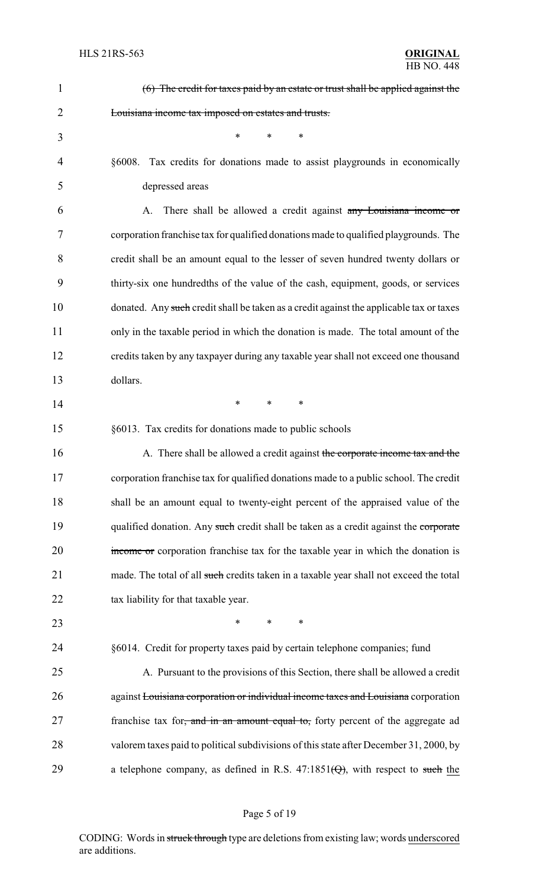(6) The credit for taxes paid by an estate or trust shall be applied against the Louisiana income tax imposed on estates and trusts.

\* \* \*

§6008. Tax credits for donations made to assist playgrounds in economically depressed areas

A. There shall be allowed a credit against any Louisiana income or corporation franchise tax for qualified donations made to qualified playgrounds. The credit shall be an amount equal to the lesser of seven hundred twenty dollars or thirty-six one hundredths of the value of the cash, equipment, goods, or services donated. Any such credit shall be taken as a credit against the applicable tax or taxes only in the taxable period in which the donation is made. The total amount of the credits taken by any taxpayer during any taxable year shall not exceed one thousand dollars.

\* \* \*

§6013. Tax credits for donations made to public schools

A. There shall be allowed a credit against the corporate income tax and the corporation franchise tax for qualified donations made to a public school. The credit shall be an amount equal to twenty-eight percent of the appraised value of the qualified donation. Any such credit shall be taken as a credit against the corporate income or corporation franchise tax for the taxable year in which the donation is made. The total of all such credits taken in a taxable year shall not exceed the total tax liability for that taxable year.

\* \* \*

§6014. Credit for property taxes paid by certain telephone companies; fund

A. Pursuant to the provisions of this Section, there shall be allowed a credit against Louisiana corporation or individual income taxes and Louisiana corporation franchise tax for, and in an amount equal to, forty percent of the aggregate ad valorem taxes paid to political subdivisions of this state after December 31, 2000, by a telephone company, as defined in R.S. 47:1851(Q), with respect to such the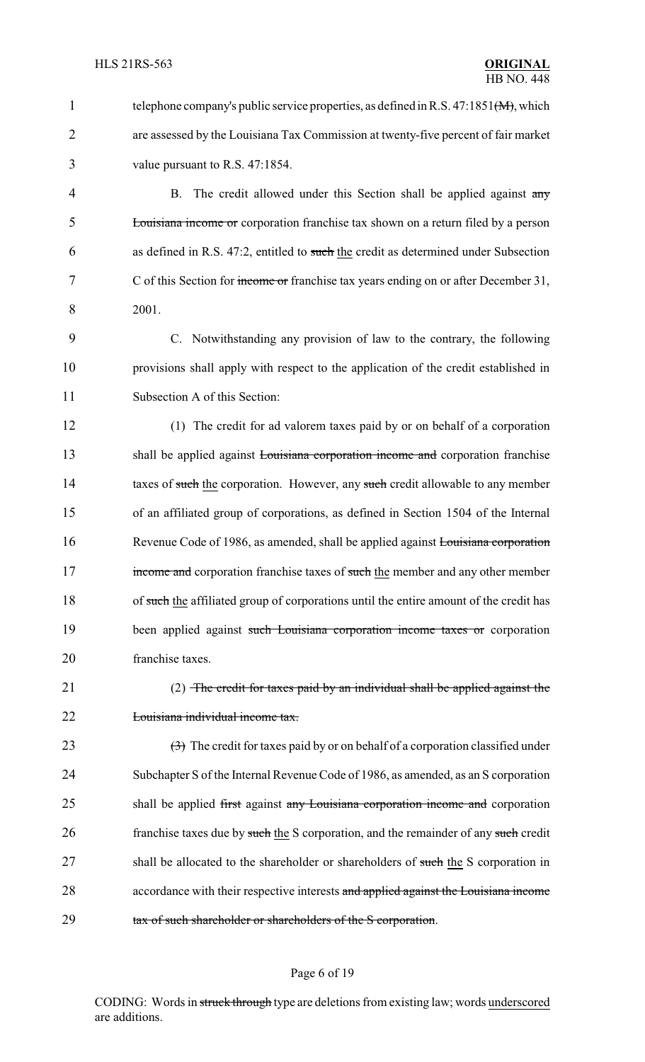telephone company's public service properties, as defined in R.S. 47:1851~~(M)~~, which are assessed by the Louisiana Tax Commission at twenty-five percent of fair market value pursuant to R.S. 47:1854.

B. The credit allowed under this Section shall be applied against ~~any Louisiana income or~~ corporation franchise tax shown on a return filed by a person as defined in R.S. 47:2, entitled to ~~such~~ <u>the</u> credit as determined under Subsection C of this Section for ~~income or~~ franchise tax years ending on or after December 31, 2001.

C. Notwithstanding any provision of law to the contrary, the following provisions shall apply with respect to the application of the credit established in Subsection A of this Section:

(1) The credit for ad valorem taxes paid by or on behalf of a corporation shall be applied against ~~Louisiana corporation income and~~ corporation franchise taxes of ~~such~~ <u>the</u> corporation. However, any ~~such~~ credit allowable to any member of an affiliated group of corporations, as defined in Section 1504 of the Internal Revenue Code of 1986, as amended, shall be applied against ~~Louisiana corporation income and~~ corporation franchise taxes of ~~such~~ <u>the</u> member and any other member of ~~such~~ <u>the</u> affiliated group of corporations until the entire amount of the credit has been applied against ~~such Louisiana corporation income taxes or~~ corporation franchise taxes.

(2) ~~The credit for taxes paid by an individual shall be applied against the Louisiana individual income tax.~~

~~(3)~~ The credit for taxes paid by or on behalf of a corporation classified under Subchapter S of the Internal Revenue Code of 1986, as amended, as an S corporation shall be applied ~~first~~ against ~~any Louisiana corporation income and~~ corporation franchise taxes due by ~~such~~ <u>the</u> S corporation, and the remainder of any ~~such~~ credit shall be allocated to the shareholder or shareholders of ~~such~~ <u>the</u> S corporation in accordance with their respective interests ~~and applied against the Louisiana income tax of such shareholder or shareholders of the S corporation~~.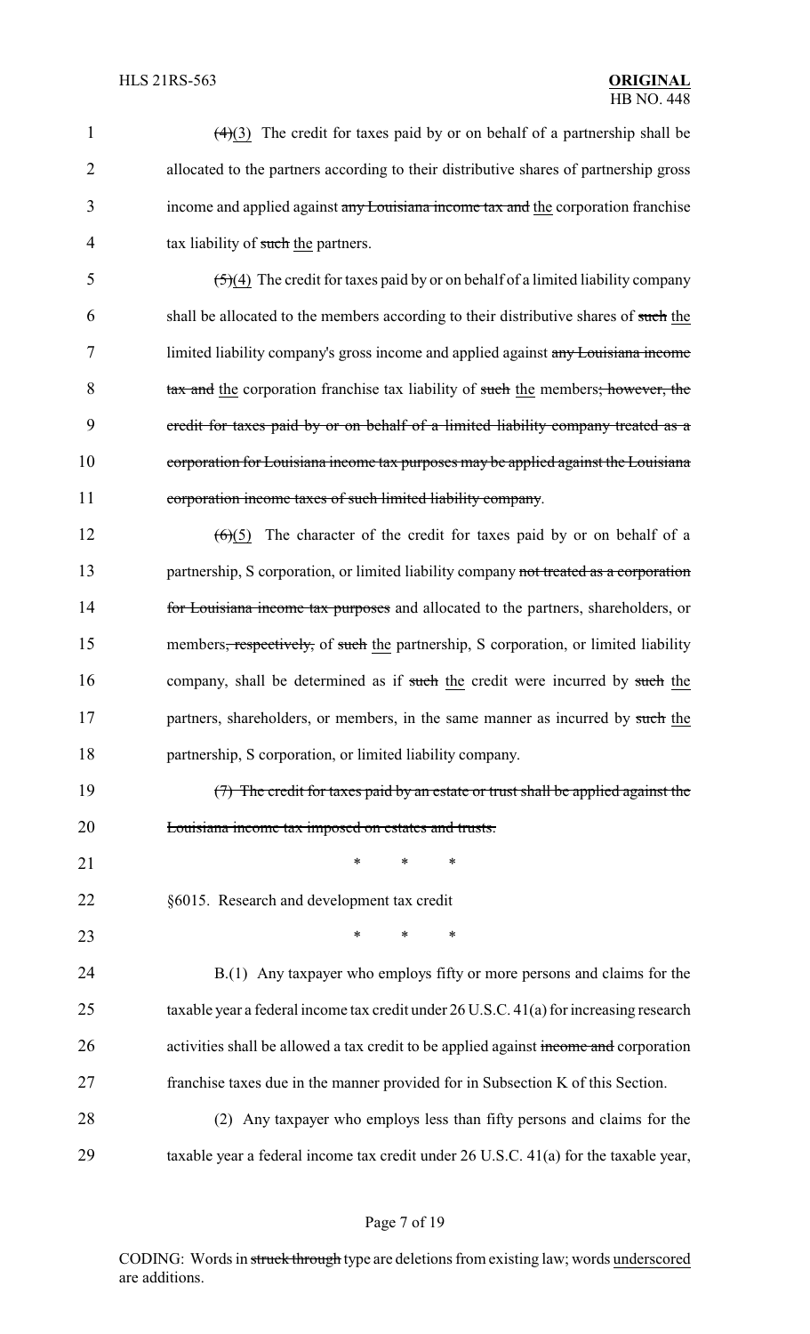(4)(3) The credit for taxes paid by or on behalf of a partnership shall be allocated to the partners according to their distributive shares of partnership gross income and applied against any Louisiana income tax and the corporation franchise tax liability of such the partners.

(5)(4) The credit for taxes paid by or on behalf of a limited liability company shall be allocated to the members according to their distributive shares of such the limited liability company's gross income and applied against any Louisiana income tax and the corporation franchise tax liability of such the members; however, the credit for taxes paid by or on behalf of a limited liability company treated as a corporation for Louisiana income tax purposes may be applied against the Louisiana corporation income taxes of such limited liability company.

(6)(5) The character of the credit for taxes paid by or on behalf of a partnership, S corporation, or limited liability company not treated as a corporation for Louisiana income tax purposes and allocated to the partners, shareholders, or members, respectively, of such the partnership, S corporation, or limited liability company, shall be determined as if such the credit were incurred by such the partners, shareholders, or members, in the same manner as incurred by such the partnership, S corporation, or limited liability company.

(7) The credit for taxes paid by an estate or trust shall be applied against the Louisiana income tax imposed on estates and trusts.

\* \* \*

§6015. Research and development tax credit

\* \* \*

B.(1) Any taxpayer who employs fifty or more persons and claims for the taxable year a federal income tax credit under 26 U.S.C. 41(a) for increasing research activities shall be allowed a tax credit to be applied against income and corporation franchise taxes due in the manner provided for in Subsection K of this Section.

(2) Any taxpayer who employs less than fifty persons and claims for the taxable year a federal income tax credit under 26 U.S.C. 41(a) for the taxable year,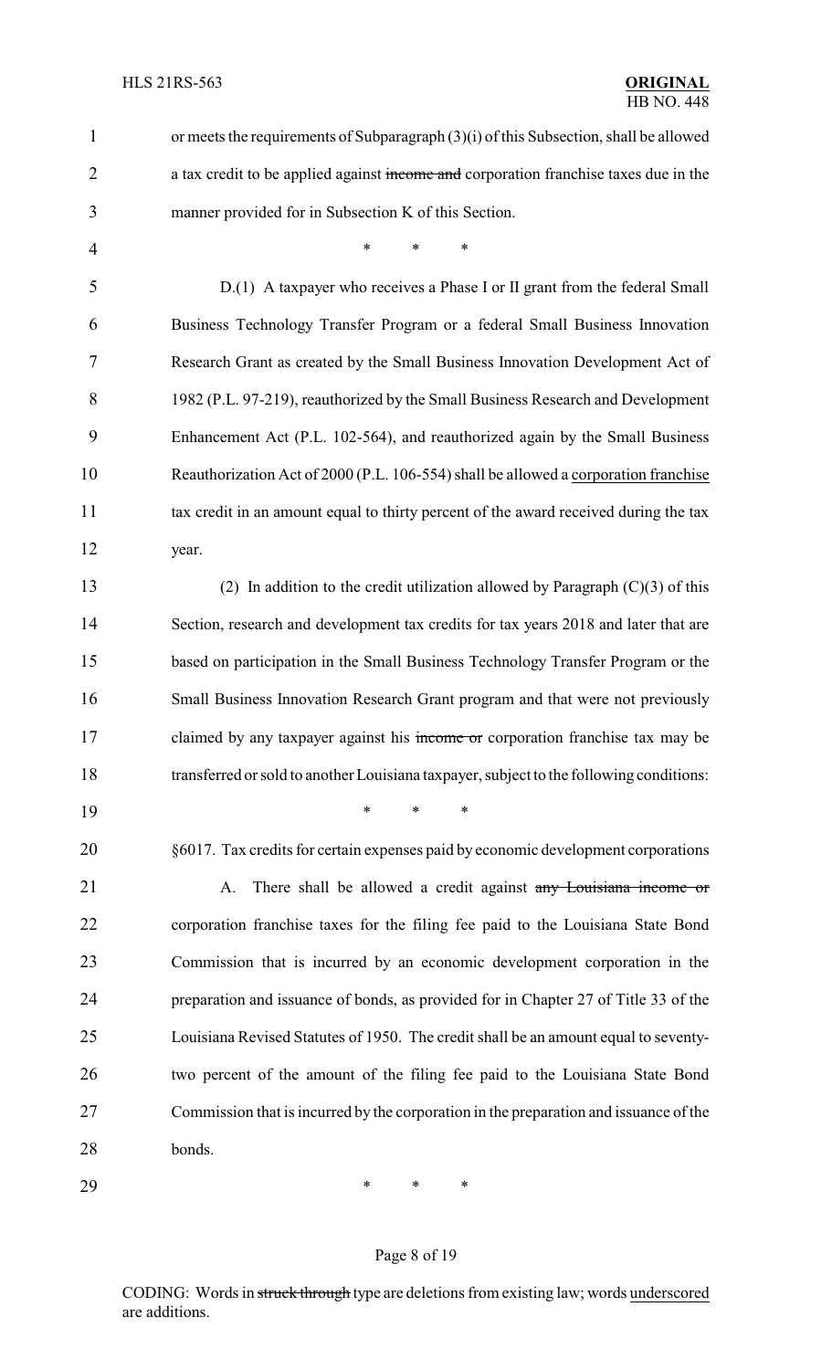or meets the requirements of Subparagraph (3)(i) of this Subsection, shall be allowed a tax credit to be applied against ~~income and~~ corporation franchise taxes due in the manner provided for in Subsection K of this Section.

\* \* \*

D.(1) A taxpayer who receives a Phase I or II grant from the federal Small Business Technology Transfer Program or a federal Small Business Innovation Research Grant as created by the Small Business Innovation Development Act of 1982 (P.L. 97-219), reauthorized by the Small Business Research and Development Enhancement Act (P.L. 102-564), and reauthorized again by the Small Business Reauthorization Act of 2000 (P.L. 106-554) shall be allowed a <u>corporation franchise</u> tax credit in an amount equal to thirty percent of the award received during the tax year.

(2) In addition to the credit utilization allowed by Paragraph (C)(3) of this Section, research and development tax credits for tax years 2018 and later that are based on participation in the Small Business Technology Transfer Program or the Small Business Innovation Research Grant program and that were not previously claimed by any taxpayer against his ~~income or~~ corporation franchise tax may be transferred or sold to another Louisiana taxpayer, subject to the following conditions:

\* \* \*

§6017. Tax credits for certain expenses paid by economic development corporations

A. There shall be allowed a credit against ~~any Louisiana income or~~ corporation franchise taxes for the filing fee paid to the Louisiana State Bond Commission that is incurred by an economic development corporation in the preparation and issuance of bonds, as provided for in Chapter 27 of Title 33 of the Louisiana Revised Statutes of 1950. The credit shall be an amount equal to seventy-two percent of the amount of the filing fee paid to the Louisiana State Bond Commission that is incurred by the corporation in the preparation and issuance of the bonds.

\* \* \*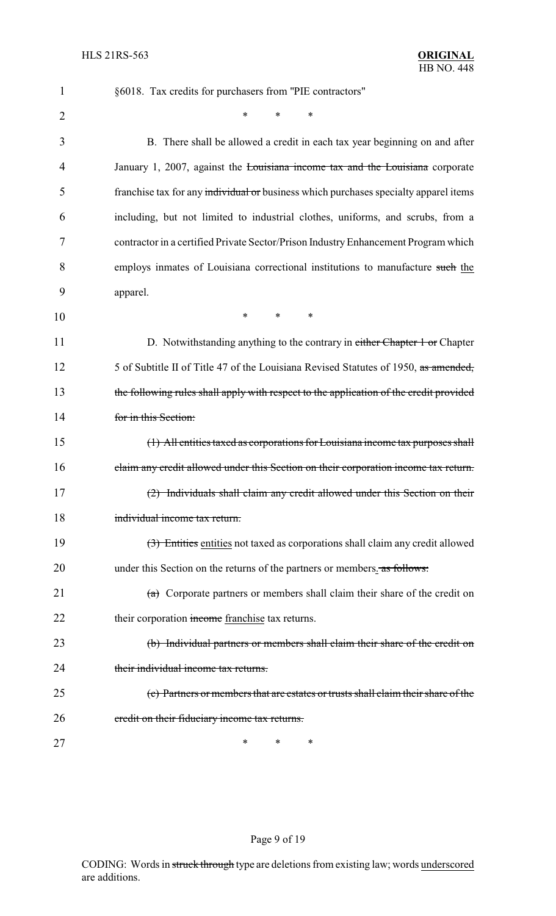§6018. Tax credits for purchasers from "PIE contractors"

\* \* \*

B. There shall be allowed a credit in each tax year beginning on and after January 1, 2007, against the ~~Louisiana income tax and the Louisiana~~ corporate franchise tax for any ~~individual or~~ business which purchases specialty apparel items including, but not limited to industrial clothes, uniforms, and scrubs, from a contractor in a certified Private Sector/Prison Industry Enhancement Program which employs inmates of Louisiana correctional institutions to manufacture ~~such~~ <u>the</u> apparel.

\* \* \*

D. Notwithstanding anything to the contrary in ~~either Chapter 1 or~~ Chapter 5 of Subtitle II of Title 47 of the Louisiana Revised Statutes of 1950, ~~as amended, the following rules shall apply with respect to the application of the credit provided for in this Section:~~

~~(1) All entities taxed as corporations for Louisiana income tax purposes shall claim any credit allowed under this Section on their corporation income tax return.~~

~~(2) Individuals shall claim any credit allowed under this Section on their individual income tax return.~~

~~(3) Entities~~ <u>entities</u> not taxed as corporations shall claim any credit allowed under this Section on the returns of the partners or members<u>.</u>~~, as follows:~~

~~(a)~~ Corporate partners or members shall claim their share of the credit on their corporation ~~income~~ <u>franchise</u> tax returns.

~~(b) Individual partners or members shall claim their share of the credit on their individual income tax returns.~~

~~(c) Partners or members that are estates or trusts shall claim their share of the credit on their fiduciary income tax returns.~~

\* \* \*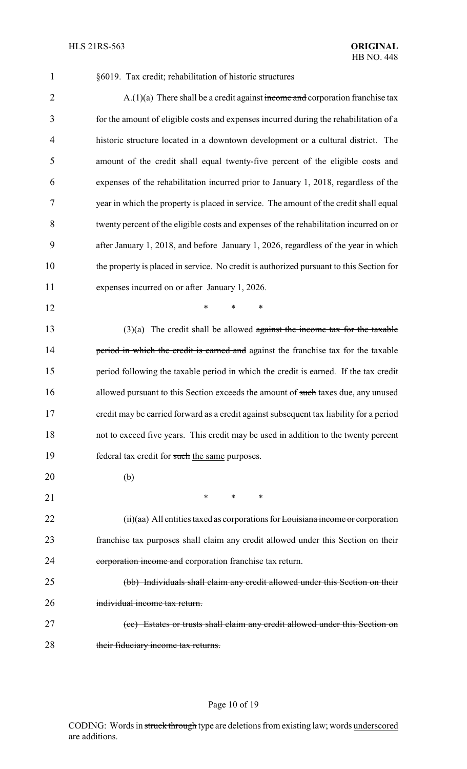§6019. Tax credit; rehabilitation of historic structures

A.(1)(a) There shall be a credit against ~~income and~~ corporation franchise tax for the amount of eligible costs and expenses incurred during the rehabilitation of a historic structure located in a downtown development or a cultural district. The amount of the credit shall equal twenty-five percent of the eligible costs and expenses of the rehabilitation incurred prior to January 1, 2018, regardless of the year in which the property is placed in service. The amount of the credit shall equal twenty percent of the eligible costs and expenses of the rehabilitation incurred on or after January 1, 2018, and before January 1, 2026, regardless of the year in which the property is placed in service. No credit is authorized pursuant to this Section for expenses incurred on or after January 1, 2026.

\* \* \*

(3)(a) The credit shall be allowed ~~against the income tax for the taxable period in which the credit is earned and~~ against the franchise tax for the taxable period following the taxable period in which the credit is earned. If the tax credit allowed pursuant to this Section exceeds the amount of ~~such~~ taxes due, any unused credit may be carried forward as a credit against subsequent tax liability for a period not to exceed five years. This credit may be used in addition to the twenty percent federal tax credit for ~~such~~ <u>the same</u> purposes.

(b)

\* \* \*

(ii)(aa) All entities taxed as corporations for ~~Louisiana income or~~ corporation franchise tax purposes shall claim any credit allowed under this Section on their ~~corporation income and~~ corporation franchise tax return.

~~(bb) Individuals shall claim any credit allowed under this Section on their individual income tax return.~~

~~(cc) Estates or trusts shall claim any credit allowed under this Section on their fiduciary income tax returns.~~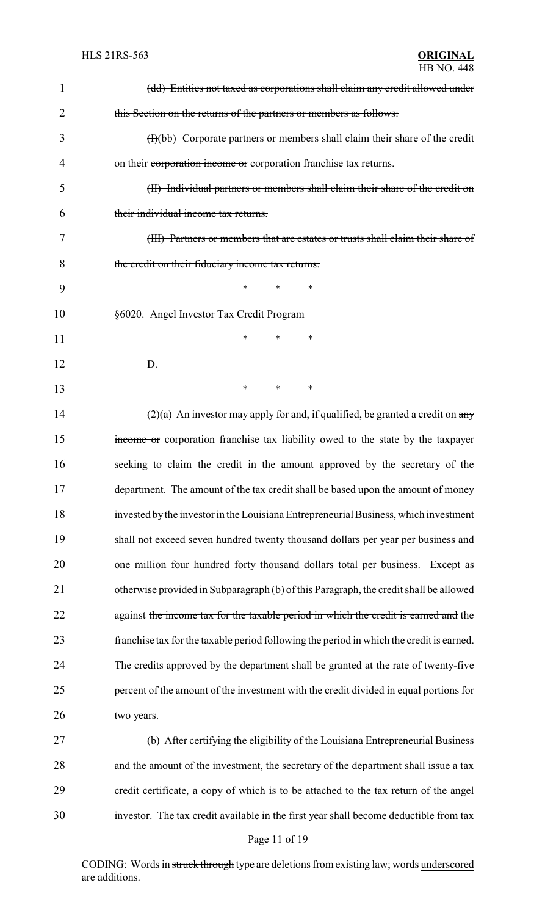~~(dd) Entities not taxed as corporations shall claim any credit allowed under this Section on the returns of the partners or members as follows:~~

~~(I)~~(bb) Corporate partners or members shall claim their share of the credit on their ~~corporation income or~~ corporation franchise tax returns.

~~(II) Individual partners or members shall claim their share of the credit on their individual income tax returns.~~

~~(III) Partners or members that are estates or trusts shall claim their share of the credit on their fiduciary income tax returns.~~

\* \* \*

§6020. Angel Investor Tax Credit Program

\* \* \*

D.

\* \* \*

(2)(a) An investor may apply for and, if qualified, be granted a credit on ~~any income or~~ corporation franchise tax liability owed to the state by the taxpayer seeking to claim the credit in the amount approved by the secretary of the department. The amount of the tax credit shall be based upon the amount of money invested by the investor in the Louisiana Entrepreneurial Business, which investment shall not exceed seven hundred twenty thousand dollars per year per business and one million four hundred forty thousand dollars total per business. Except as otherwise provided in Subparagraph (b) of this Paragraph, the credit shall be allowed against ~~the income tax for the taxable period in which the credit is earned and~~ the franchise tax for the taxable period following the period in which the credit is earned. The credits approved by the department shall be granted at the rate of twenty-five percent of the amount of the investment with the credit divided in equal portions for two years.

(b) After certifying the eligibility of the Louisiana Entrepreneurial Business and the amount of the investment, the secretary of the department shall issue a tax credit certificate, a copy of which is to be attached to the tax return of the angel investor. The tax credit available in the first year shall become deductible from tax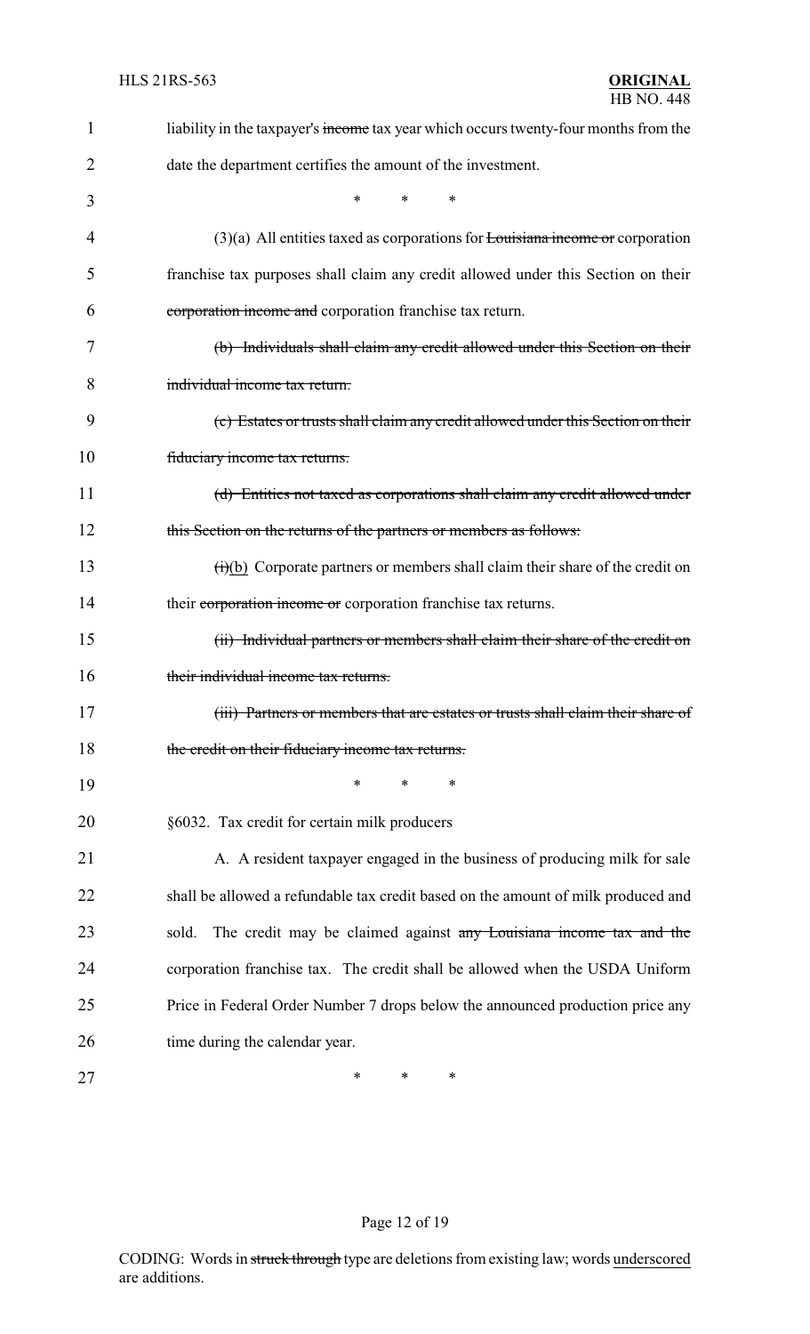liability in the taxpayer's ~~income~~ tax year which occurs twenty-four months from the date the department certifies the amount of the investment.

\* \* \*

(3)(a) All entities taxed as corporations for ~~Louisiana income or~~ corporation franchise tax purposes shall claim any credit allowed under this Section on their ~~corporation income and~~ corporation franchise tax return.

~~(b) Individuals shall claim any credit allowed under this Section on their individual income tax return.~~

~~(c) Estates or trusts shall claim any credit allowed under this Section on their fiduciary income tax returns.~~

~~(d) Entities not taxed as corporations shall claim any credit allowed under this Section on the returns of the partners or members as follows:~~

~~(i)~~<u>(b)</u> Corporate partners or members shall claim their share of the credit on their ~~corporation income or~~ corporation franchise tax returns.

~~(ii) Individual partners or members shall claim their share of the credit on their individual income tax returns.~~

~~(iii) Partners or members that are estates or trusts shall claim their share of the credit on their fiduciary income tax returns.~~

\* \* \*

§6032. Tax credit for certain milk producers

A. A resident taxpayer engaged in the business of producing milk for sale shall be allowed a refundable tax credit based on the amount of milk produced and sold. The credit may be claimed against ~~any Louisiana income tax and the~~ corporation franchise tax. The credit shall be allowed when the USDA Uniform Price in Federal Order Number 7 drops below the announced production price any time during the calendar year.

\* \* \*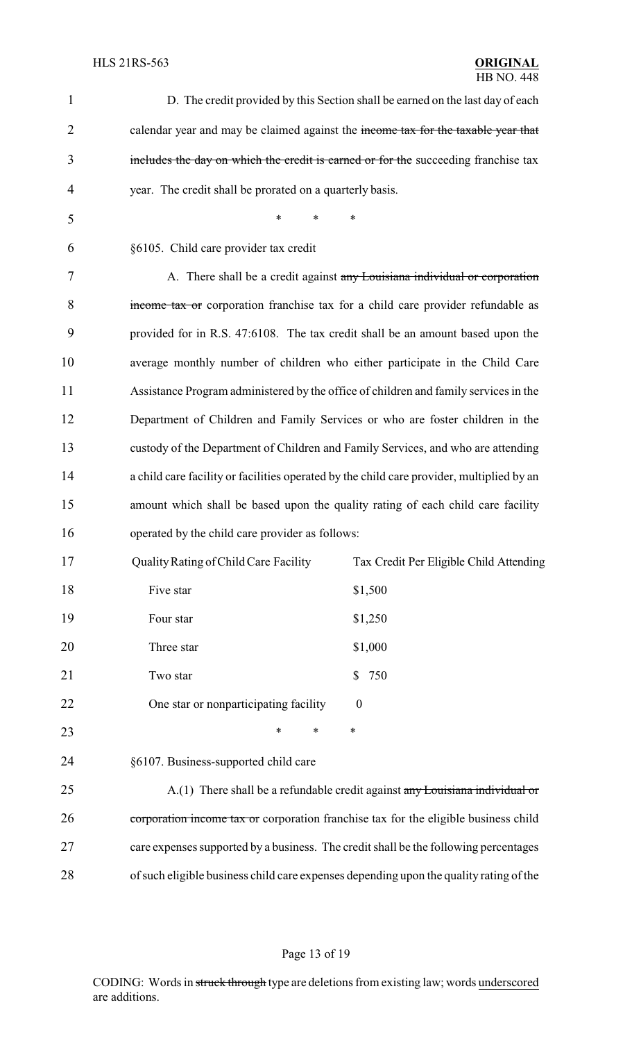D. The credit provided by this Section shall be earned on the last day of each calendar year and may be claimed against the ~~income tax for the taxable year that includes the day on which the credit is earned or for the~~ succeeding franchise tax year. The credit shall be prorated on a quarterly basis.

\* \* \*

§6105. Child care provider tax credit

A. There shall be a credit against ~~any Louisiana individual or corporation income tax or~~ corporation franchise tax for a child care provider refundable as provided for in R.S. 47:6108. The tax credit shall be an amount based upon the average monthly number of children who either participate in the Child Care Assistance Program administered by the office of children and family services in the Department of Children and Family Services or who are foster children in the custody of the Department of Children and Family Services, and who are attending a child care facility or facilities operated by the child care provider, multiplied by an amount which shall be based upon the quality rating of each child care facility operated by the child care provider as follows:

| Quality Rating of Child Care Facility | Tax Credit Per Eligible Child Attending |
|---|---|
| Five star | $1,500 |
| Four star | $1,250 |
| Three star | $1,000 |
| Two star | $ 750 |
| One star or nonparticipating facility | 0 |

\* \* \*

§6107. Business-supported child care

A.(1) There shall be a refundable credit against ~~any Louisiana individual or corporation income tax or~~ corporation franchise tax for the eligible business child care expenses supported by a business. The credit shall be the following percentages of such eligible business child care expenses depending upon the quality rating of the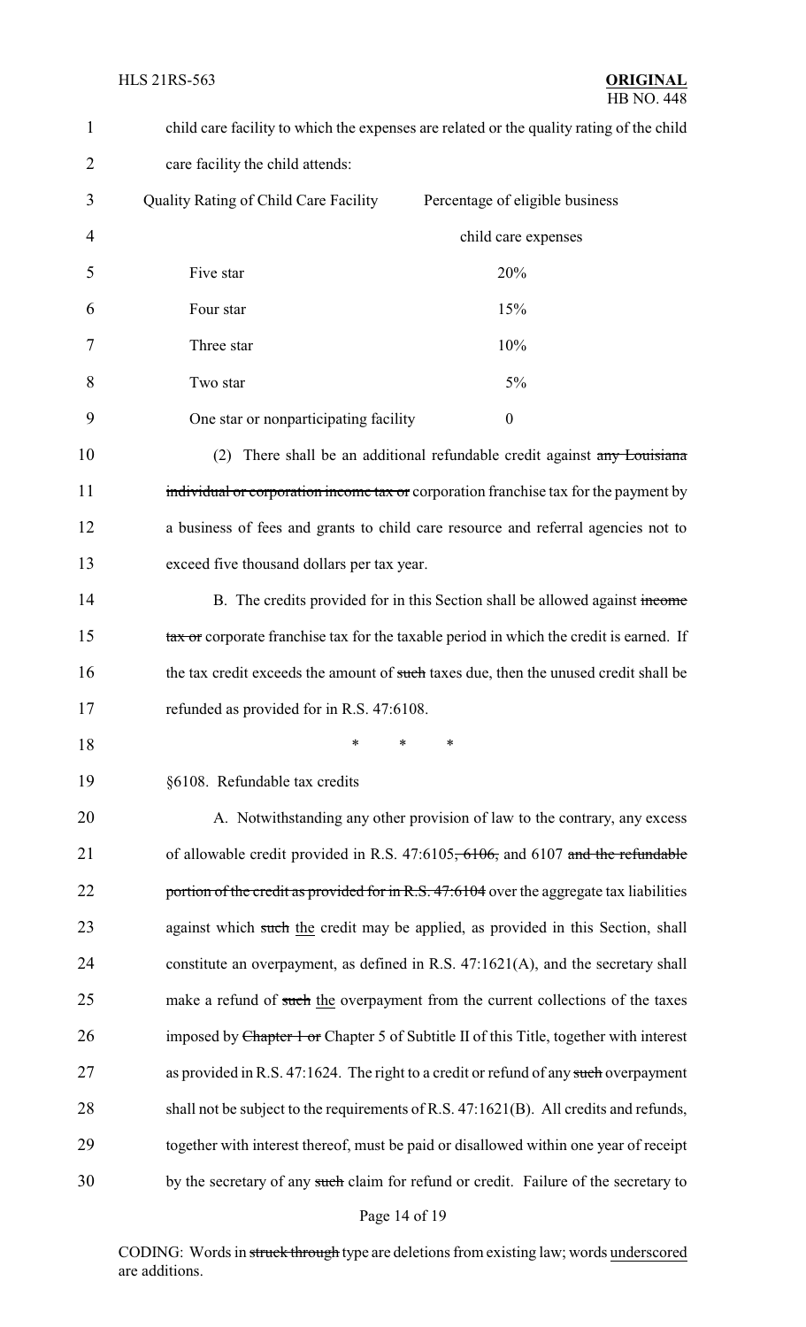child care facility to which the expenses are related or the quality rating of the child care facility the child attends:

| Quality Rating of Child Care Facility | Percentage of eligible business child care expenses |
|---|---|
| Five star | 20% |
| Four star | 15% |
| Three star | 10% |
| Two star | 5% |
| One star or nonparticipating facility | 0 |

(2) There shall be an additional refundable credit against ~~any Louisiana individual or corporation income tax or~~ corporation franchise tax for the payment by a business of fees and grants to child care resource and referral agencies not to exceed five thousand dollars per tax year.

B. The credits provided for in this Section shall be allowed against ~~income tax or~~ corporate franchise tax for the taxable period in which the credit is earned. If the tax credit exceeds the amount of ~~such~~ taxes due, then the unused credit shall be refunded as provided for in R.S. 47:6108.

\* \* \*

§6108. Refundable tax credits

A. Notwithstanding any other provision of law to the contrary, any excess of allowable credit provided in R.S. 47:6105~~, 6106,~~ and 6107 ~~and the refundable portion of the credit as provided for in R.S. 47:6104~~ over the aggregate tax liabilities against which ~~such~~ <u>the</u> credit may be applied, as provided in this Section, shall constitute an overpayment, as defined in R.S. 47:1621(A), and the secretary shall make a refund of ~~such~~ <u>the</u> overpayment from the current collections of the taxes imposed by ~~Chapter 1 or~~ Chapter 5 of Subtitle II of this Title, together with interest as provided in R.S. 47:1624. The right to a credit or refund of any ~~such~~ overpayment shall not be subject to the requirements of R.S. 47:1621(B). All credits and refunds, together with interest thereof, must be paid or disallowed within one year of receipt by the secretary of any ~~such~~ claim for refund or credit. Failure of the secretary to

CODING: Words in ~~struck through~~ type are deletions from existing law; words <u>underscored</u> are additions.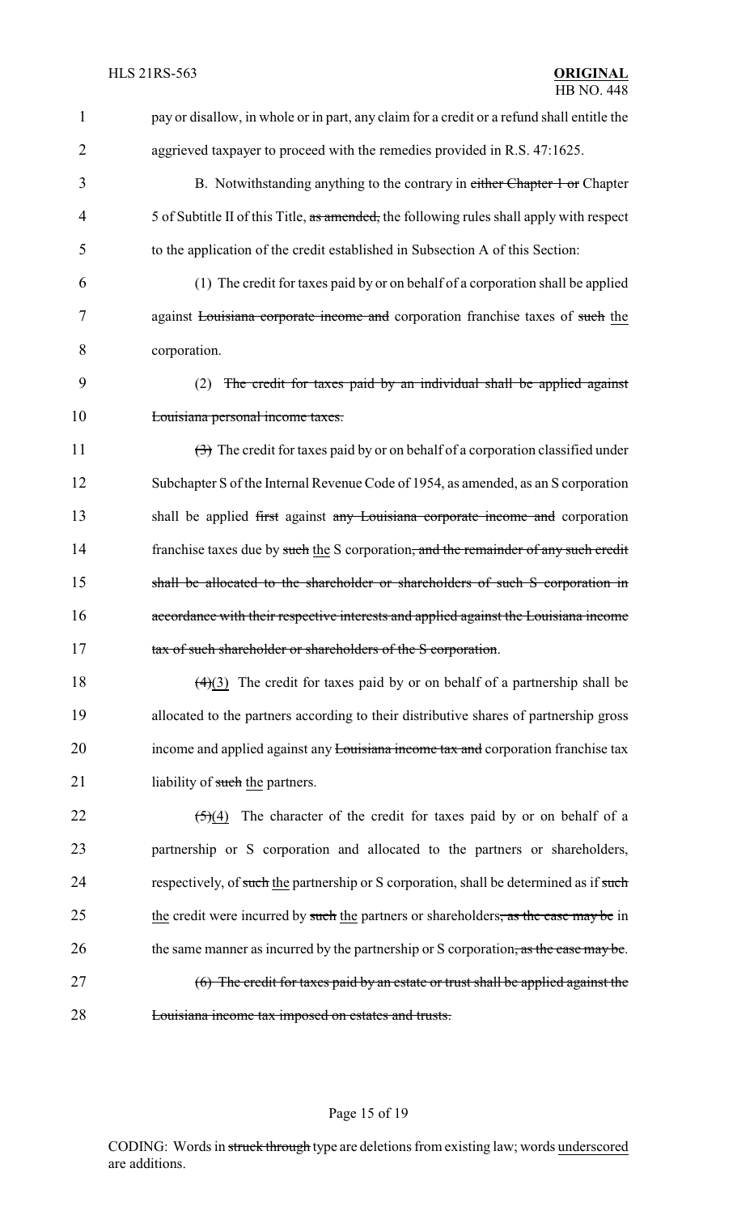pay or disallow, in whole or in part, any claim for a credit or a refund shall entitle the aggrieved taxpayer to proceed with the remedies provided in R.S. 47:1625.

B. Notwithstanding anything to the contrary in ~~either Chapter 1 or~~ Chapter 5 of Subtitle II of this Title, ~~as amended,~~ the following rules shall apply with respect to the application of the credit established in Subsection A of this Section:

(1) The credit for taxes paid by or on behalf of a corporation shall be applied against ~~Louisiana corporate income and~~ corporation franchise taxes of ~~such~~ <u>the</u> corporation.

(2) ~~The credit for taxes paid by an individual shall be applied against Louisiana personal income taxes.~~

~~(3)~~ The credit for taxes paid by or on behalf of a corporation classified under Subchapter S of the Internal Revenue Code of 1954, as amended, as an S corporation shall be applied ~~first~~ against ~~any Louisiana corporate income and~~ corporation franchise taxes due by ~~such~~ <u>the</u> S corporation~~, and the remainder of any such credit shall be allocated to the shareholder or shareholders of such S corporation in accordance with their respective interests and applied against the Louisiana income tax of such shareholder or shareholders of the S corporation~~.

~~(4)~~<u>(3)</u> The credit for taxes paid by or on behalf of a partnership shall be allocated to the partners according to their distributive shares of partnership gross income and applied against any ~~Louisiana income tax and~~ corporation franchise tax liability of ~~such~~ <u>the</u> partners.

~~(5)~~<u>(4)</u> The character of the credit for taxes paid by or on behalf of a partnership or S corporation and allocated to the partners or shareholders, respectively, of ~~such~~ <u>the</u> partnership or S corporation, shall be determined as if ~~such~~ <u>the</u> credit were incurred by ~~such~~ <u>the</u> partners or shareholders~~, as the case may be~~ in the same manner as incurred by the partnership or S corporation~~, as the case may be~~.

~~(6) The credit for taxes paid by an estate or trust shall be applied against the Louisiana income tax imposed on estates and trusts.~~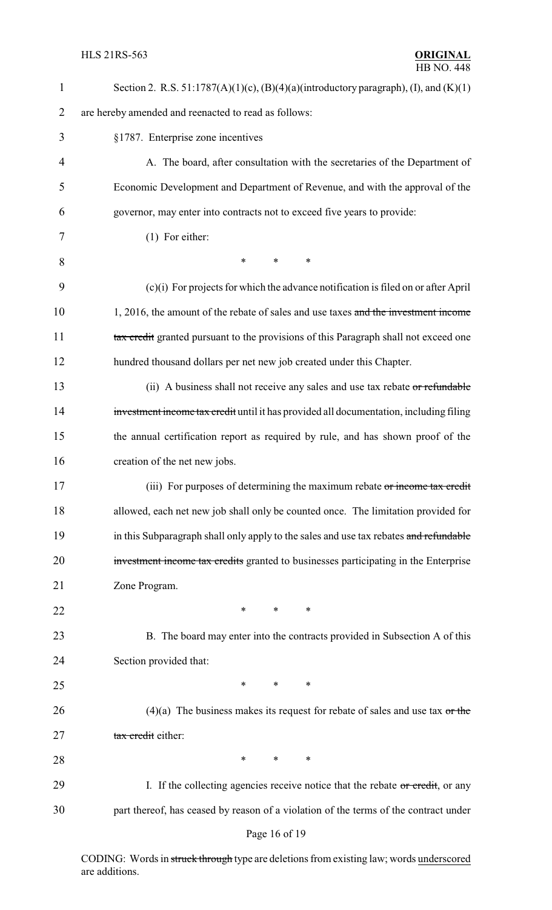Section 2. R.S. 51:1787(A)(1)(c), (B)(4)(a)(introductory paragraph), (I), and (K)(1) are hereby amended and reenacted to read as follows:

§1787. Enterprise zone incentives

A. The board, after consultation with the secretaries of the Department of Economic Development and Department of Revenue, and with the approval of the governor, may enter into contracts not to exceed five years to provide:

(1) For either:

\* \* \*

(c)(i) For projects for which the advance notification is filed on or after April 1, 2016, the amount of the rebate of sales and use taxes ~~and the investment income tax credit~~ granted pursuant to the provisions of this Paragraph shall not exceed one hundred thousand dollars per net new job created under this Chapter.

(ii) A business shall not receive any sales and use tax rebate ~~or refundable investment income tax credit~~ until it has provided all documentation, including filing the annual certification report as required by rule, and has shown proof of the creation of the net new jobs.

(iii) For purposes of determining the maximum rebate ~~or income tax credit~~ allowed, each net new job shall only be counted once. The limitation provided for in this Subparagraph shall only apply to the sales and use tax rebates ~~and refundable investment income tax credits~~ granted to businesses participating in the Enterprise Zone Program.

\* \* \*

B. The board may enter into the contracts provided in Subsection A of this Section provided that:

\* \* \*

(4)(a) The business makes its request for rebate of sales and use tax ~~or the tax credit~~ either:

\* \* \*

I. If the collecting agencies receive notice that the rebate ~~or credit~~, or any part thereof, has ceased by reason of a violation of the terms of the contract under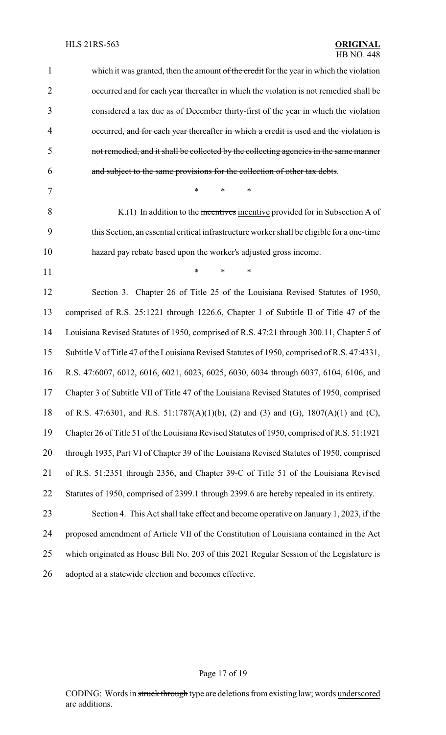which it was granted, then the amount ~~of the credit~~ for the year in which the violation occurred and for each year thereafter in which the violation is not remedied shall be considered a tax due as of December thirty-first of the year in which the violation occurred~~, and for each year thereafter in which a credit is used and the violation is not remedied, and it shall be collected by the collecting agencies in the same manner and subject to the same provisions for the collection of other tax debts~~.

\* \* \*

K.(1) In addition to the ~~incentives~~ <u>incentive</u> provided for in Subsection A of this Section, an essential critical infrastructure worker shall be eligible for a one-time hazard pay rebate based upon the worker's adjusted gross income.

\* \* \*

Section 3. Chapter 26 of Title 25 of the Louisiana Revised Statutes of 1950, comprised of R.S. 25:1221 through 1226.6, Chapter 1 of Subtitle II of Title 47 of the Louisiana Revised Statutes of 1950, comprised of R.S. 47:21 through 300.11, Chapter 5 of Subtitle V of Title 47 of the Louisiana Revised Statutes of 1950, comprised of R.S. 47:4331, R.S. 47:6007, 6012, 6016, 6021, 6023, 6025, 6030, 6034 through 6037, 6104, 6106, and Chapter 3 of Subtitle VII of Title 47 of the Louisiana Revised Statutes of 1950, comprised of R.S. 47:6301, and R.S. 51:1787(A)(1)(b), (2) and (3) and (G), 1807(A)(1) and (C), Chapter 26 of Title 51 of the Louisiana Revised Statutes of 1950, comprised of R.S. 51:1921 through 1935, Part VI of Chapter 39 of the Louisiana Revised Statutes of 1950, comprised of R.S. 51:2351 through 2356, and Chapter 39-C of Title 51 of the Louisiana Revised Statutes of 1950, comprised of 2399.1 through 2399.6 are hereby repealed in its entirety.

Section 4. This Act shall take effect and become operative on January 1, 2023, if the proposed amendment of Article VII of the Constitution of Louisiana contained in the Act which originated as House Bill No. 203 of this 2021 Regular Session of the Legislature is adopted at a statewide election and becomes effective.

CODING: Words in ~~struck through~~ type are deletions from existing law; words <u>underscored</u> are additions.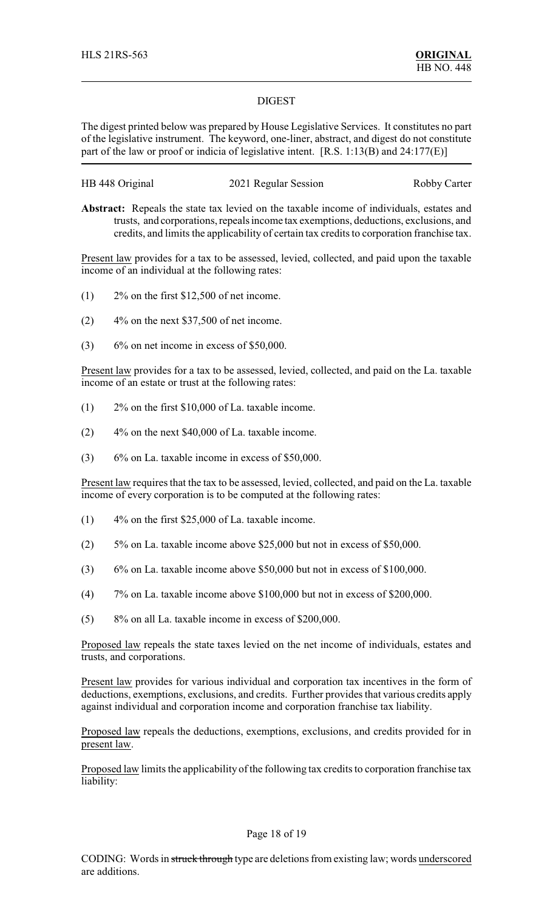HLS 21RS-563 **ORIGINAL**
HB NO. 448

## DIGEST

The digest printed below was prepared by House Legislative Services. It constitutes no part of the legislative instrument. The keyword, one-liner, abstract, and digest do not constitute part of the law or proof or indicia of legislative intent. [R.S. 1:13(B) and 24:177(E)]

HB 448 Original 2021 Regular Session Robby Carter

**Abstract:** Repeals the state tax levied on the taxable income of individuals, estates and trusts, and corporations, repeals income tax exemptions, deductions, exclusions, and credits, and limits the applicability of certain tax credits to corporation franchise tax.

Present law provides for a tax to be assessed, levied, collected, and paid upon the taxable income of an individual at the following rates:

(1) 2% on the first $12,500 of net income.

(2) 4% on the next $37,500 of net income.

(3) 6% on net income in excess of $50,000.

Present law provides for a tax to be assessed, levied, collected, and paid on the La. taxable income of an estate or trust at the following rates:

(1) 2% on the first $10,000 of La. taxable income.

(2) 4% on the next $40,000 of La. taxable income.

(3) 6% on La. taxable income in excess of $50,000.

Present law requires that the tax to be assessed, levied, collected, and paid on the La. taxable income of every corporation is to be computed at the following rates:

(1) 4% on the first $25,000 of La. taxable income.

(2) 5% on La. taxable income above $25,000 but not in excess of $50,000.

(3) 6% on La. taxable income above $50,000 but not in excess of $100,000.

(4) 7% on La. taxable income above $100,000 but not in excess of $200,000.

(5) 8% on all La. taxable income in excess of $200,000.

Proposed law repeals the state taxes levied on the net income of individuals, estates and trusts, and corporations.

Present law provides for various individual and corporation tax incentives in the form of deductions, exemptions, exclusions, and credits. Further provides that various credits apply against individual and corporation income and corporation franchise tax liability.

Proposed law repeals the deductions, exemptions, exclusions, and credits provided for in present law.

Proposed law limits the applicability of the following tax credits to corporation franchise tax liability:

CODING: Words in ~~struck through~~ type are deletions from existing law; words underscored are additions.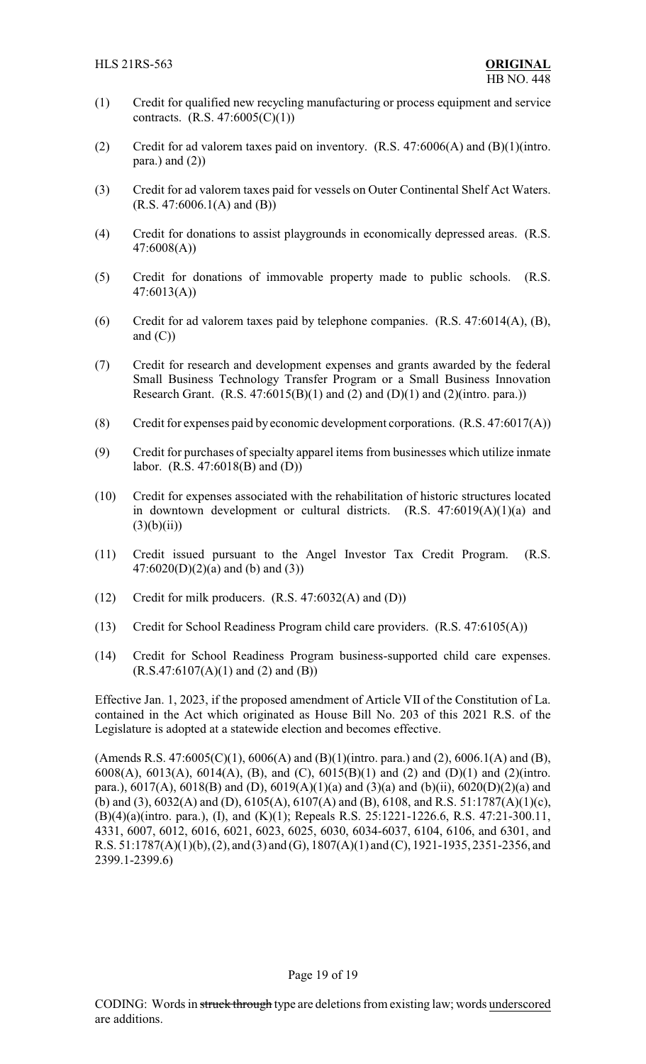(1) Credit for qualified new recycling manufacturing or process equipment and service contracts. (R.S. 47:6005(C)(1))

(2) Credit for ad valorem taxes paid on inventory. (R.S. 47:6006(A) and (B)(1)(intro. para.) and (2))

(3) Credit for ad valorem taxes paid for vessels on Outer Continental Shelf Act Waters. (R.S. 47:6006.1(A) and (B))

(4) Credit for donations to assist playgrounds in economically depressed areas. (R.S. 47:6008(A))

(5) Credit for donations of immovable property made to public schools. (R.S. 47:6013(A))

(6) Credit for ad valorem taxes paid by telephone companies. (R.S. 47:6014(A), (B), and (C))

(7) Credit for research and development expenses and grants awarded by the federal Small Business Technology Transfer Program or a Small Business Innovation Research Grant. (R.S. 47:6015(B)(1) and (2) and (D)(1) and (2)(intro. para.))

(8) Credit for expenses paid by economic development corporations. (R.S. 47:6017(A))

(9) Credit for purchases of specialty apparel items from businesses which utilize inmate labor. (R.S. 47:6018(B) and (D))

(10) Credit for expenses associated with the rehabilitation of historic structures located in downtown development or cultural districts. (R.S. 47:6019(A)(1)(a) and (3)(b)(ii))

(11) Credit issued pursuant to the Angel Investor Tax Credit Program. (R.S. 47:6020(D)(2)(a) and (b) and (3))

(12) Credit for milk producers. (R.S. 47:6032(A) and (D))

(13) Credit for School Readiness Program child care providers. (R.S. 47:6105(A))

(14) Credit for School Readiness Program business-supported child care expenses. (R.S.47:6107(A)(1) and (2) and (B))

Effective Jan. 1, 2023, if the proposed amendment of Article VII of the Constitution of La. contained in the Act which originated as House Bill No. 203 of this 2021 R.S. of the Legislature is adopted at a statewide election and becomes effective.

(Amends R.S. 47:6005(C)(1), 6006(A) and (B)(1)(intro. para.) and (2), 6006.1(A) and (B), 6008(A), 6013(A), 6014(A), (B), and (C), 6015(B)(1) and (2) and (D)(1) and (2)(intro. para.), 6017(A), 6018(B) and (D), 6019(A)(1)(a) and (3)(a) and (b)(ii), 6020(D)(2)(a) and (b) and (3), 6032(A) and (D), 6105(A), 6107(A) and (B), 6108, and R.S. 51:1787(A)(1)(c), (B)(4)(a)(intro. para.), (I), and (K)(1); Repeals R.S. 25:1221-1226.6, R.S. 47:21-300.11, 4331, 6007, 6012, 6016, 6021, 6023, 6025, 6030, 6034-6037, 6104, 6106, and 6301, and R.S. 51:1787(A)(1)(b), (2), and (3) and (G), 1807(A)(1) and (C), 1921-1935, 2351-2356, and 2399.1-2399.6)

CODING: Words in ~~struck through~~ type are deletions from existing law; words underscored are additions.